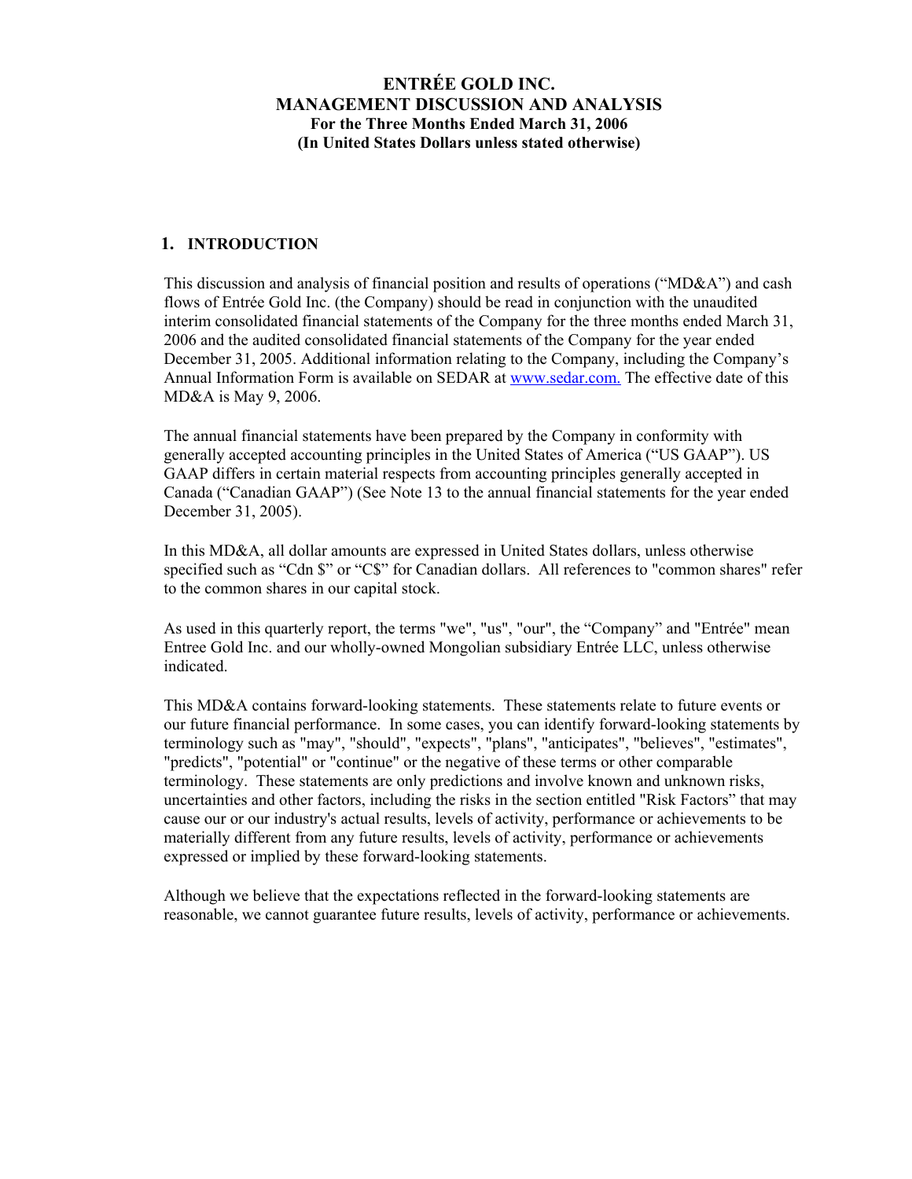# ENTRÉE GOLD INC.
# MANAGEMENT DISCUSSION AND ANALYSIS
**For the Three Months Ended March 31, 2006**
**(In United States Dollars unless stated otherwise)**

## 1. INTRODUCTION

This discussion and analysis of financial position and results of operations ("MD&A") and cash flows of Entrée Gold Inc. (the Company) should be read in conjunction with the unaudited interim consolidated financial statements of the Company for the three months ended March 31, 2006 and the audited consolidated financial statements of the Company for the year ended December 31, 2005. Additional information relating to the Company, including the Company's Annual Information Form is available on SEDAR at www.sedar.com. The effective date of this MD&A is May 9, 2006.

The annual financial statements have been prepared by the Company in conformity with generally accepted accounting principles in the United States of America ("US GAAP"). US GAAP differs in certain material respects from accounting principles generally accepted in Canada ("Canadian GAAP") (See Note 13 to the annual financial statements for the year ended December 31, 2005).

In this MD&A, all dollar amounts are expressed in United States dollars, unless otherwise specified such as "Cdn $" or "C$" for Canadian dollars. All references to "common shares" refer to the common shares in our capital stock.

As used in this quarterly report, the terms "we", "us", "our", the "Company" and "Entrée" mean Entree Gold Inc. and our wholly-owned Mongolian subsidiary Entrée LLC, unless otherwise indicated.

This MD&A contains forward-looking statements. These statements relate to future events or our future financial performance. In some cases, you can identify forward-looking statements by terminology such as "may", "should", "expects", "plans", "anticipates", "believes", "estimates", "predicts", "potential" or "continue" or the negative of these terms or other comparable terminology. These statements are only predictions and involve known and unknown risks, uncertainties and other factors, including the risks in the section entitled "Risk Factors" that may cause our or our industry's actual results, levels of activity, performance or achievements to be materially different from any future results, levels of activity, performance or achievements expressed or implied by these forward-looking statements.

Although we believe that the expectations reflected in the forward-looking statements are reasonable, we cannot guarantee future results, levels of activity, performance or achievements.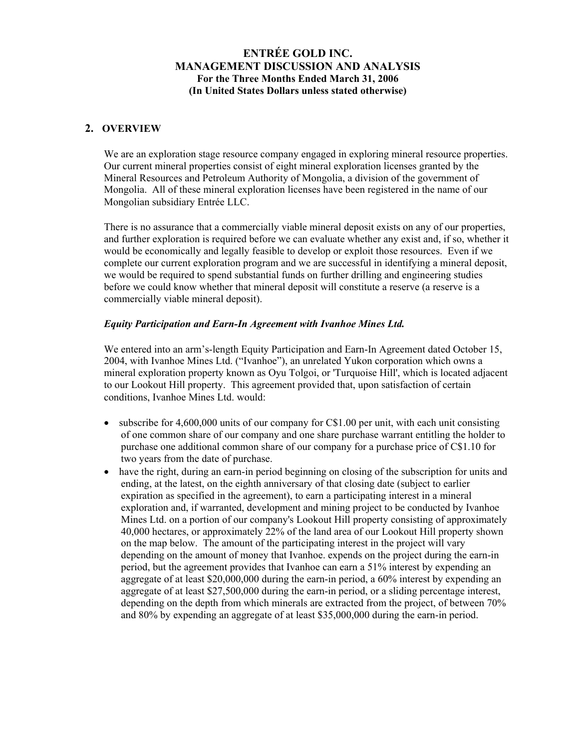## 2. OVERVIEW

We are an exploration stage resource company engaged in exploring mineral resource properties. Our current mineral properties consist of eight mineral exploration licenses granted by the Mineral Resources and Petroleum Authority of Mongolia, a division of the government of Mongolia. All of these mineral exploration licenses have been registered in the name of our Mongolian subsidiary Entrée LLC.

There is no assurance that a commercially viable mineral deposit exists on any of our properties, and further exploration is required before we can evaluate whether any exist and, if so, whether it would be economically and legally feasible to develop or exploit those resources. Even if we complete our current exploration program and we are successful in identifying a mineral deposit, we would be required to spend substantial funds on further drilling and engineering studies before we could know whether that mineral deposit will constitute a reserve (a reserve is a commercially viable mineral deposit).

### *Equity Participation and Earn-In Agreement with Ivanhoe Mines Ltd.*

We entered into an arm's-length Equity Participation and Earn-In Agreement dated October 15, 2004, with Ivanhoe Mines Ltd. ("Ivanhoe"), an unrelated Yukon corporation which owns a mineral exploration property known as Oyu Tolgoi, or 'Turquoise Hill', which is located adjacent to our Lookout Hill property. This agreement provided that, upon satisfaction of certain conditions, Ivanhoe Mines Ltd. would:

- subscribe for 4,600,000 units of our company for C$1.00 per unit, with each unit consisting of one common share of our company and one share purchase warrant entitling the holder to purchase one additional common share of our company for a purchase price of C$1.10 for two years from the date of purchase.
- have the right, during an earn-in period beginning on closing of the subscription for units and ending, at the latest, on the eighth anniversary of that closing date (subject to earlier expiration as specified in the agreement), to earn a participating interest in a mineral exploration and, if warranted, development and mining project to be conducted by Ivanhoe Mines Ltd. on a portion of our company's Lookout Hill property consisting of approximately 40,000 hectares, or approximately 22% of the land area of our Lookout Hill property shown on the map below. The amount of the participating interest in the project will vary depending on the amount of money that Ivanhoe. expends on the project during the earn-in period, but the agreement provides that Ivanhoe can earn a 51% interest by expending an aggregate of at least $20,000,000 during the earn-in period, a 60% interest by expending an aggregate of at least $27,500,000 during the earn-in period, or a sliding percentage interest, depending on the depth from which minerals are extracted from the project, of between 70% and 80% by expending an aggregate of at least $35,000,000 during the earn-in period.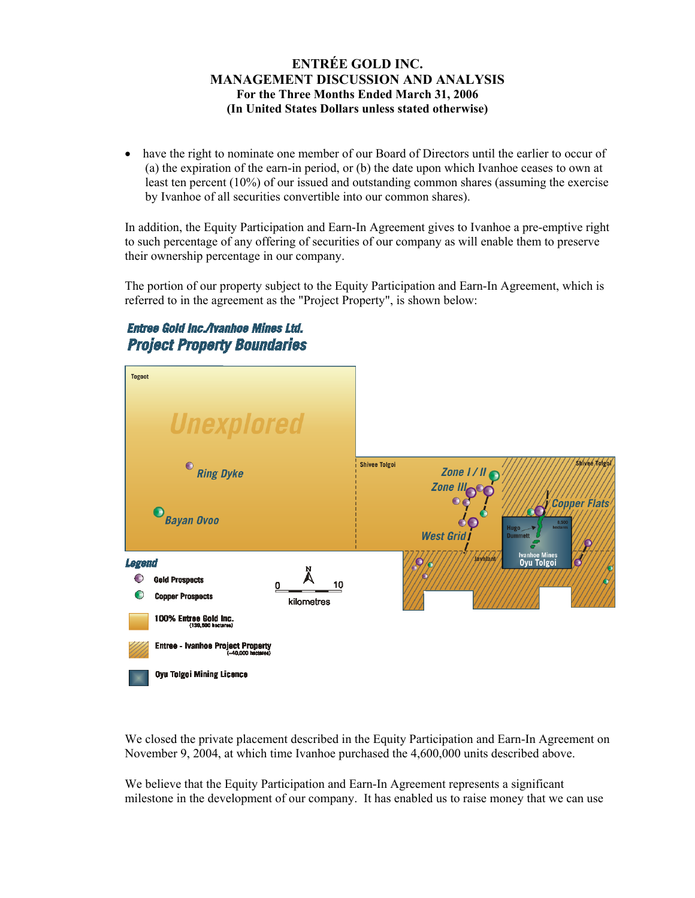- have the right to nominate one member of our Board of Directors until the earlier to occur of (a) the expiration of the earn-in period, or (b) the date upon which Ivanhoe ceases to own at least ten percent (10%) of our issued and outstanding common shares (assuming the exercise by Ivanhoe of all securities convertible into our common shares).

In addition, the Equity Participation and Earn-In Agreement gives to Ivanhoe a pre-emptive right to such percentage of any offering of securities of our company as will enable them to preserve their ownership percentage in our company.

The portion of our property subject to the Equity Participation and Earn-In Agreement, which is referred to in the agreement as the "Project Property", is shown below:

We closed the private placement described in the Equity Participation and Earn-In Agreement on November 9, 2004, at which time Ivanhoe purchased the 4,600,000 units described above.

We believe that the Equity Participation and Earn-In Agreement represents a significant milestone in the development of our company. It has enabled us to raise money that we can use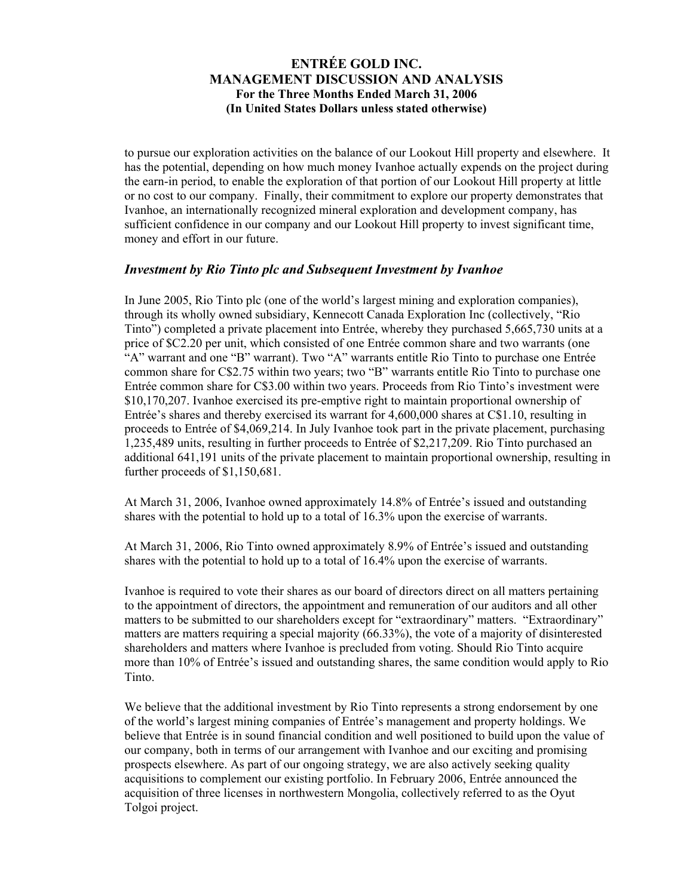to pursue our exploration activities on the balance of our Lookout Hill property and elsewhere. It has the potential, depending on how much money Ivanhoe actually expends on the project during the earn-in period, to enable the exploration of that portion of our Lookout Hill property at little or no cost to our company. Finally, their commitment to explore our property demonstrates that Ivanhoe, an internationally recognized mineral exploration and development company, has sufficient confidence in our company and our Lookout Hill property to invest significant time, money and effort in our future.

### *Investment by Rio Tinto plc and Subsequent Investment by Ivanhoe*

In June 2005, Rio Tinto plc (one of the world's largest mining and exploration companies), through its wholly owned subsidiary, Kennecott Canada Exploration Inc (collectively, "Rio Tinto") completed a private placement into Entrée, whereby they purchased 5,665,730 units at a price of $C2.20 per unit, which consisted of one Entrée common share and two warrants (one "A" warrant and one "B" warrant). Two "A" warrants entitle Rio Tinto to purchase one Entrée common share for C$2.75 within two years; two "B" warrants entitle Rio Tinto to purchase one Entrée common share for C$3.00 within two years. Proceeds from Rio Tinto's investment were $10,170,207. Ivanhoe exercised its pre-emptive right to maintain proportional ownership of Entrée's shares and thereby exercised its warrant for 4,600,000 shares at C$1.10, resulting in proceeds to Entrée of $4,069,214. In July Ivanhoe took part in the private placement, purchasing 1,235,489 units, resulting in further proceeds to Entrée of $2,217,209. Rio Tinto purchased an additional 641,191 units of the private placement to maintain proportional ownership, resulting in further proceeds of $1,150,681.

At March 31, 2006, Ivanhoe owned approximately 14.8% of Entrée's issued and outstanding shares with the potential to hold up to a total of 16.3% upon the exercise of warrants.

At March 31, 2006, Rio Tinto owned approximately 8.9% of Entrée's issued and outstanding shares with the potential to hold up to a total of 16.4% upon the exercise of warrants.

Ivanhoe is required to vote their shares as our board of directors direct on all matters pertaining to the appointment of directors, the appointment and remuneration of our auditors and all other matters to be submitted to our shareholders except for "extraordinary" matters. "Extraordinary" matters are matters requiring a special majority (66.33%), the vote of a majority of disinterested shareholders and matters where Ivanhoe is precluded from voting. Should Rio Tinto acquire more than 10% of Entrée's issued and outstanding shares, the same condition would apply to Rio Tinto.

We believe that the additional investment by Rio Tinto represents a strong endorsement by one of the world's largest mining companies of Entrée's management and property holdings. We believe that Entrée is in sound financial condition and well positioned to build upon the value of our company, both in terms of our arrangement with Ivanhoe and our exciting and promising prospects elsewhere. As part of our ongoing strategy, we are also actively seeking quality acquisitions to complement our existing portfolio. In February 2006, Entrée announced the acquisition of three licenses in northwestern Mongolia, collectively referred to as the Oyut Tolgoi project.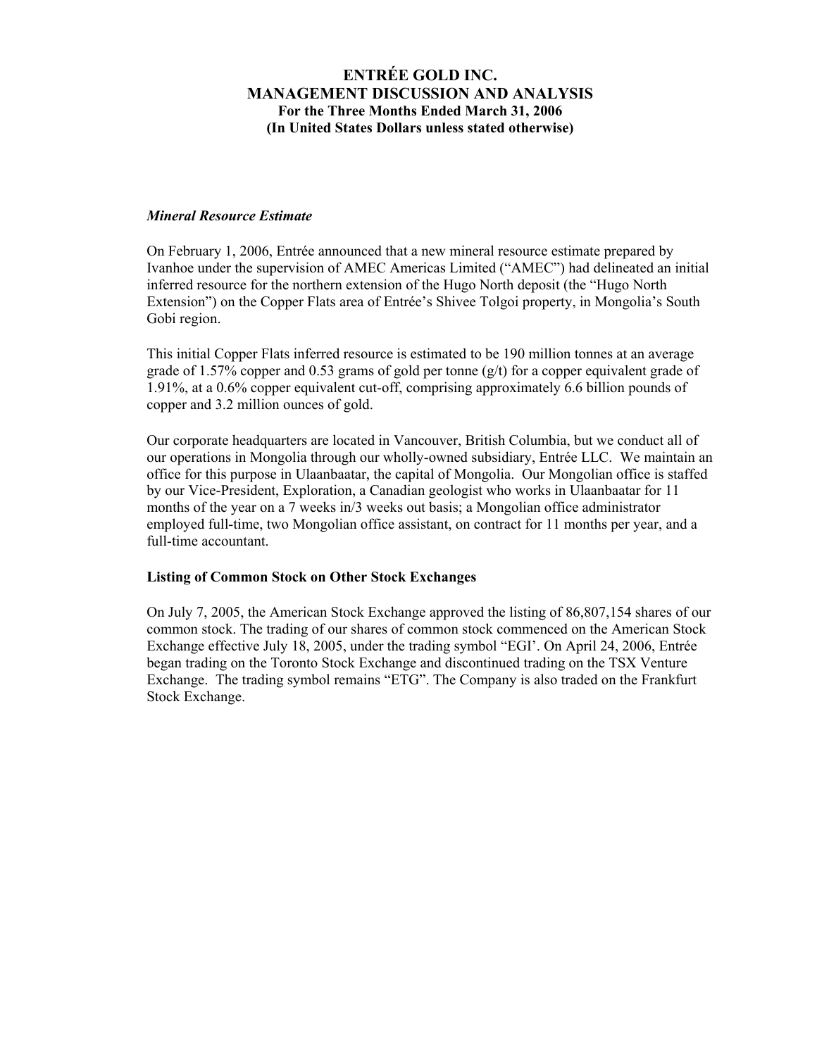# ENTRÉE GOLD INC.
## MANAGEMENT DISCUSSION AND ANALYSIS
### For the Three Months Ended March 31, 2006
### (In United States Dollars unless stated otherwise)

***Mineral Resource Estimate***

On February 1, 2006, Entrée announced that a new mineral resource estimate prepared by Ivanhoe under the supervision of AMEC Americas Limited ("AMEC") had delineated an initial inferred resource for the northern extension of the Hugo North deposit (the "Hugo North Extension") on the Copper Flats area of Entrée's Shivee Tolgoi property, in Mongolia's South Gobi region.

This initial Copper Flats inferred resource is estimated to be 190 million tonnes at an average grade of 1.57% copper and 0.53 grams of gold per tonne (g/t) for a copper equivalent grade of 1.91%, at a 0.6% copper equivalent cut-off, comprising approximately 6.6 billion pounds of copper and 3.2 million ounces of gold.

Our corporate headquarters are located in Vancouver, British Columbia, but we conduct all of our operations in Mongolia through our wholly-owned subsidiary, Entrée LLC. We maintain an office for this purpose in Ulaanbaatar, the capital of Mongolia. Our Mongolian office is staffed by our Vice-President, Exploration, a Canadian geologist who works in Ulaanbaatar for 11 months of the year on a 7 weeks in/3 weeks out basis; a Mongolian office administrator employed full-time, two Mongolian office assistant, on contract for 11 months per year, and a full-time accountant.

**Listing of Common Stock on Other Stock Exchanges**

On July 7, 2005, the American Stock Exchange approved the listing of 86,807,154 shares of our common stock. The trading of our shares of common stock commenced on the American Stock Exchange effective July 18, 2005, under the trading symbol "EGI'. On April 24, 2006, Entrée began trading on the Toronto Stock Exchange and discontinued trading on the TSX Venture Exchange. The trading symbol remains "ETG". The Company is also traded on the Frankfurt Stock Exchange.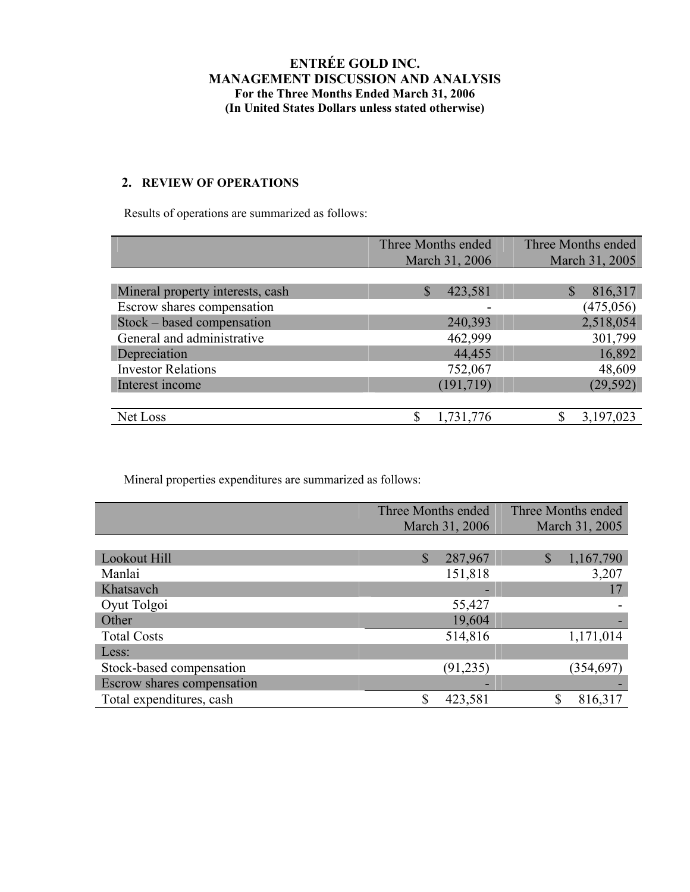# ENTRÉE GOLD INC.
## MANAGEMENT DISCUSSION AND ANALYSIS
### For the Three Months Ended March 31, 2006
### (In United States Dollars unless stated otherwise)

## 2. REVIEW OF OPERATIONS

Results of operations are summarized as follows:

| | Three Months ended March 31, 2006 | Three Months ended March 31, 2005 |
|---|---|---|
| Mineral property interests, cash | $ 423,581 | $ 816,317 |
| Escrow shares compensation | - | (475,056) |
| Stock – based compensation | 240,393 | 2,518,054 |
| General and administrative | 462,999 | 301,799 |
| Depreciation | 44,455 | 16,892 |
| Investor Relations | 752,067 | 48,609 |
| Interest income | (191,719) | (29,592) |
| Net Loss | $ 1,731,776 | $ 3,197,023 |

Mineral properties expenditures are summarized as follows:

| | Three Months ended March 31, 2006 | Three Months ended March 31, 2005 |
|---|---|---|
| Lookout Hill | $ 287,967 | $ 1,167,790 |
| Manlai | 151,818 | 3,207 |
| Khatsavch | - | 17 |
| Oyut Tolgoi | 55,427 | - |
| Other | 19,604 | - |
| Total Costs | 514,816 | 1,171,014 |
| Less: | | |
| Stock-based compensation | (91,235) | (354,697) |
| Escrow shares compensation | - | - |
| Total expenditures, cash | $ 423,581 | $ 816,317 |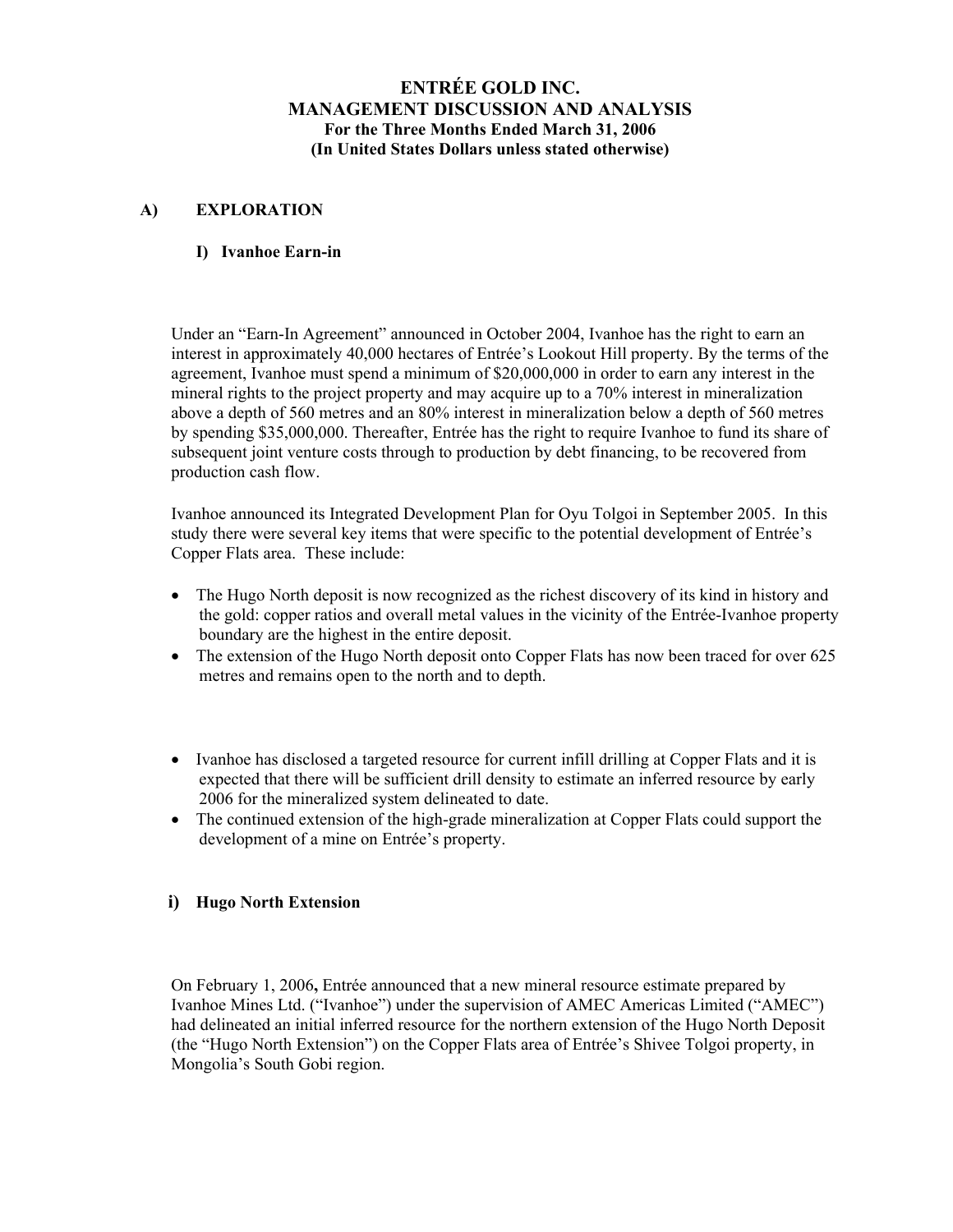# ENTRÉE GOLD INC.
# MANAGEMENT DISCUSSION AND ANALYSIS
### For the Three Months Ended March 31, 2006
### (In United States Dollars unless stated otherwise)

## A) EXPLORATION

### I) Ivanhoe Earn-in

Under an "Earn-In Agreement" announced in October 2004, Ivanhoe has the right to earn an interest in approximately 40,000 hectares of Entrée's Lookout Hill property. By the terms of the agreement, Ivanhoe must spend a minimum of $20,000,000 in order to earn any interest in the mineral rights to the project property and may acquire up to a 70% interest in mineralization above a depth of 560 metres and an 80% interest in mineralization below a depth of 560 metres by spending $35,000,000. Thereafter, Entrée has the right to require Ivanhoe to fund its share of subsequent joint venture costs through to production by debt financing, to be recovered from production cash flow.

Ivanhoe announced its Integrated Development Plan for Oyu Tolgoi in September 2005. In this study there were several key items that were specific to the potential development of Entrée's Copper Flats area. These include:

- The Hugo North deposit is now recognized as the richest discovery of its kind in history and the gold: copper ratios and overall metal values in the vicinity of the Entrée-Ivanhoe property boundary are the highest in the entire deposit.
- The extension of the Hugo North deposit onto Copper Flats has now been traced for over 625 metres and remains open to the north and to depth.
- Ivanhoe has disclosed a targeted resource for current infill drilling at Copper Flats and it is expected that there will be sufficient drill density to estimate an inferred resource by early 2006 for the mineralized system delineated to date.
- The continued extension of the high-grade mineralization at Copper Flats could support the development of a mine on Entrée's property.

### i) Hugo North Extension

On February 1, 2006**,** Entrée announced that a new mineral resource estimate prepared by Ivanhoe Mines Ltd. ("Ivanhoe") under the supervision of AMEC Americas Limited ("AMEC") had delineated an initial inferred resource for the northern extension of the Hugo North Deposit (the "Hugo North Extension") on the Copper Flats area of Entrée's Shivee Tolgoi property, in Mongolia's South Gobi region.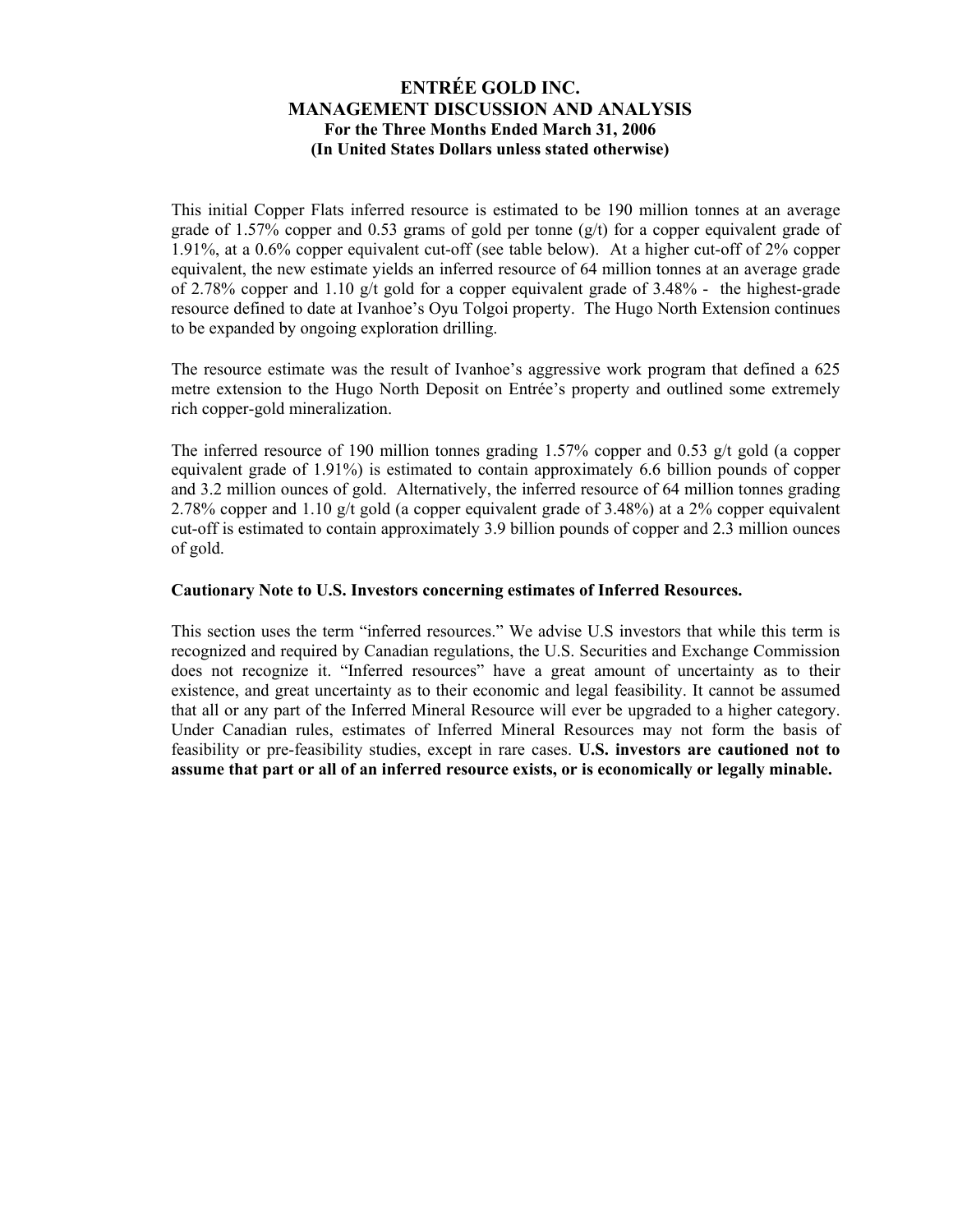This initial Copper Flats inferred resource is estimated to be 190 million tonnes at an average grade of 1.57% copper and 0.53 grams of gold per tonne (g/t) for a copper equivalent grade of 1.91%, at a 0.6% copper equivalent cut-off (see table below). At a higher cut-off of 2% copper equivalent, the new estimate yields an inferred resource of 64 million tonnes at an average grade of 2.78% copper and 1.10 g/t gold for a copper equivalent grade of 3.48% - the highest-grade resource defined to date at Ivanhoe's Oyu Tolgoi property. The Hugo North Extension continues to be expanded by ongoing exploration drilling.

The resource estimate was the result of Ivanhoe's aggressive work program that defined a 625 metre extension to the Hugo North Deposit on Entrée's property and outlined some extremely rich copper-gold mineralization.

The inferred resource of 190 million tonnes grading 1.57% copper and 0.53 g/t gold (a copper equivalent grade of 1.91%) is estimated to contain approximately 6.6 billion pounds of copper and 3.2 million ounces of gold. Alternatively, the inferred resource of 64 million tonnes grading 2.78% copper and 1.10 g/t gold (a copper equivalent grade of 3.48%) at a 2% copper equivalent cut-off is estimated to contain approximately 3.9 billion pounds of copper and 2.3 million ounces of gold.

**Cautionary Note to U.S. Investors concerning estimates of Inferred Resources.**

This section uses the term "inferred resources." We advise U.S investors that while this term is recognized and required by Canadian regulations, the U.S. Securities and Exchange Commission does not recognize it. "Inferred resources" have a great amount of uncertainty as to their existence, and great uncertainty as to their economic and legal feasibility. It cannot be assumed that all or any part of the Inferred Mineral Resource will ever be upgraded to a higher category. Under Canadian rules, estimates of Inferred Mineral Resources may not form the basis of feasibility or pre-feasibility studies, except in rare cases. **U.S. investors are cautioned not to assume that part or all of an inferred resource exists, or is economically or legally minable.**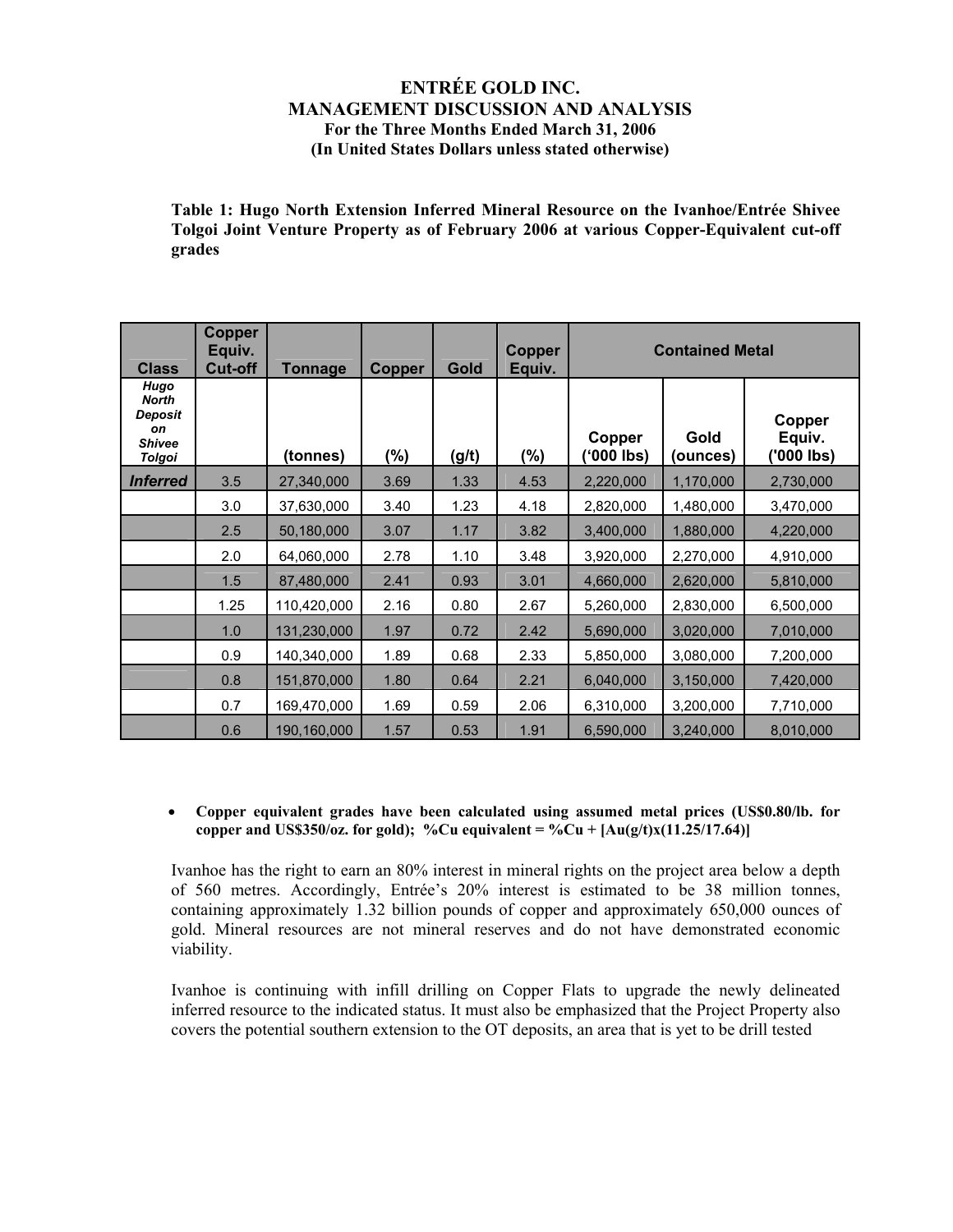ENTRÉE GOLD INC.
MANAGEMENT DISCUSSION AND ANALYSIS
For the Three Months Ended March 31, 2006
(In United States Dollars unless stated otherwise)

**Table 1: Hugo North Extension Inferred Mineral Resource on the Ivanhoe/Entrée Shivee Tolgoi Joint Venture Property as of February 2006 at various Copper-Equivalent cut-off grades**

| Class | Copper Equiv. Cut-off | Tonnage | Copper | Gold | Copper Equiv. | Contained Metal | | |
|---|---|---|---|---|---|---|---|---|
| *Hugo North Deposit on Shivee Tolgoi* | | (tonnes) | (%) | (g/t) | (%) | Copper ('000 lbs) | Gold (ounces) | Copper Equiv. ('000 lbs) |
| ***Inferred*** | 3.5 | 27,340,000 | 3.69 | 1.33 | 4.53 | 2,220,000 | 1,170,000 | 2,730,000 |
| | 3.0 | 37,630,000 | 3.40 | 1.23 | 4.18 | 2,820,000 | 1,480,000 | 3,470,000 |
| | 2.5 | 50,180,000 | 3.07 | 1.17 | 3.82 | 3,400,000 | 1,880,000 | 4,220,000 |
| | 2.0 | 64,060,000 | 2.78 | 1.10 | 3.48 | 3,920,000 | 2,270,000 | 4,910,000 |
| | 1.5 | 87,480,000 | 2.41 | 0.93 | 3.01 | 4,660,000 | 2,620,000 | 5,810,000 |
| | 1.25 | 110,420,000 | 2.16 | 0.80 | 2.67 | 5,260,000 | 2,830,000 | 6,500,000 |
| | 1.0 | 131,230,000 | 1.97 | 0.72 | 2.42 | 5,690,000 | 3,020,000 | 7,010,000 |
| | 0.9 | 140,340,000 | 1.89 | 0.68 | 2.33 | 5,850,000 | 3,080,000 | 7,200,000 |
| | 0.8 | 151,870,000 | 1.80 | 0.64 | 2.21 | 6,040,000 | 3,150,000 | 7,420,000 |
| | 0.7 | 169,470,000 | 1.69 | 0.59 | 2.06 | 6,310,000 | 3,200,000 | 7,710,000 |
| | 0.6 | 190,160,000 | 1.57 | 0.53 | 1.91 | 6,590,000 | 3,240,000 | 8,010,000 |

- **Copper equivalent grades have been calculated using assumed metal prices (US$0.80/lb. for copper and US$350/oz. for gold); %Cu equivalent = %Cu + [Au(g/t)x(11.25/17.64)]**

Ivanhoe has the right to earn an 80% interest in mineral rights on the project area below a depth of 560 metres. Accordingly, Entrée's 20% interest is estimated to be 38 million tonnes, containing approximately 1.32 billion pounds of copper and approximately 650,000 ounces of gold. Mineral resources are not mineral reserves and do not have demonstrated economic viability.

Ivanhoe is continuing with infill drilling on Copper Flats to upgrade the newly delineated inferred resource to the indicated status. It must also be emphasized that the Project Property also covers the potential southern extension to the OT deposits, an area that is yet to be drill tested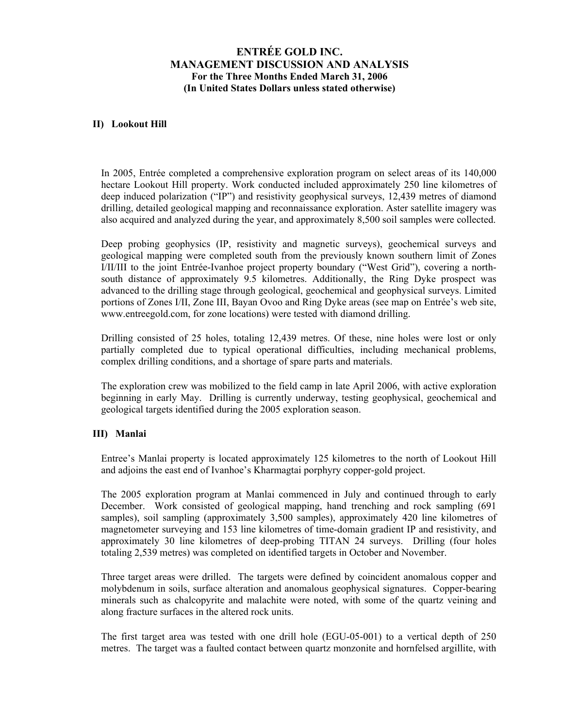### II) Lookout Hill

In 2005, Entrée completed a comprehensive exploration program on select areas of its 140,000 hectare Lookout Hill property. Work conducted included approximately 250 line kilometres of deep induced polarization ("IP") and resistivity geophysical surveys, 12,439 metres of diamond drilling, detailed geological mapping and reconnaissance exploration. Aster satellite imagery was also acquired and analyzed during the year, and approximately 8,500 soil samples were collected.

Deep probing geophysics (IP, resistivity and magnetic surveys), geochemical surveys and geological mapping were completed south from the previously known southern limit of Zones I/II/III to the joint Entrée-Ivanhoe project property boundary ("West Grid"), covering a north-south distance of approximately 9.5 kilometres. Additionally, the Ring Dyke prospect was advanced to the drilling stage through geological, geochemical and geophysical surveys. Limited portions of Zones I/II, Zone III, Bayan Ovoo and Ring Dyke areas (see map on Entrée's web site, www.entreegold.com, for zone locations) were tested with diamond drilling.

Drilling consisted of 25 holes, totaling 12,439 metres. Of these, nine holes were lost or only partially completed due to typical operational difficulties, including mechanical problems, complex drilling conditions, and a shortage of spare parts and materials.

The exploration crew was mobilized to the field camp in late April 2006, with active exploration beginning in early May. Drilling is currently underway, testing geophysical, geochemical and geological targets identified during the 2005 exploration season.

### III) Manlai

Entree's Manlai property is located approximately 125 kilometres to the north of Lookout Hill and adjoins the east end of Ivanhoe's Kharmagtai porphyry copper-gold project.

The 2005 exploration program at Manlai commenced in July and continued through to early December. Work consisted of geological mapping, hand trenching and rock sampling (691 samples), soil sampling (approximately 3,500 samples), approximately 420 line kilometres of magnetometer surveying and 153 line kilometres of time-domain gradient IP and resistivity, and approximately 30 line kilometres of deep-probing TITAN 24 surveys. Drilling (four holes totaling 2,539 metres) was completed on identified targets in October and November.

Three target areas were drilled. The targets were defined by coincident anomalous copper and molybdenum in soils, surface alteration and anomalous geophysical signatures. Copper-bearing minerals such as chalcopyrite and malachite were noted, with some of the quartz veining and along fracture surfaces in the altered rock units.

The first target area was tested with one drill hole (EGU-05-001) to a vertical depth of 250 metres. The target was a faulted contact between quartz monzonite and hornfelsed argillite, with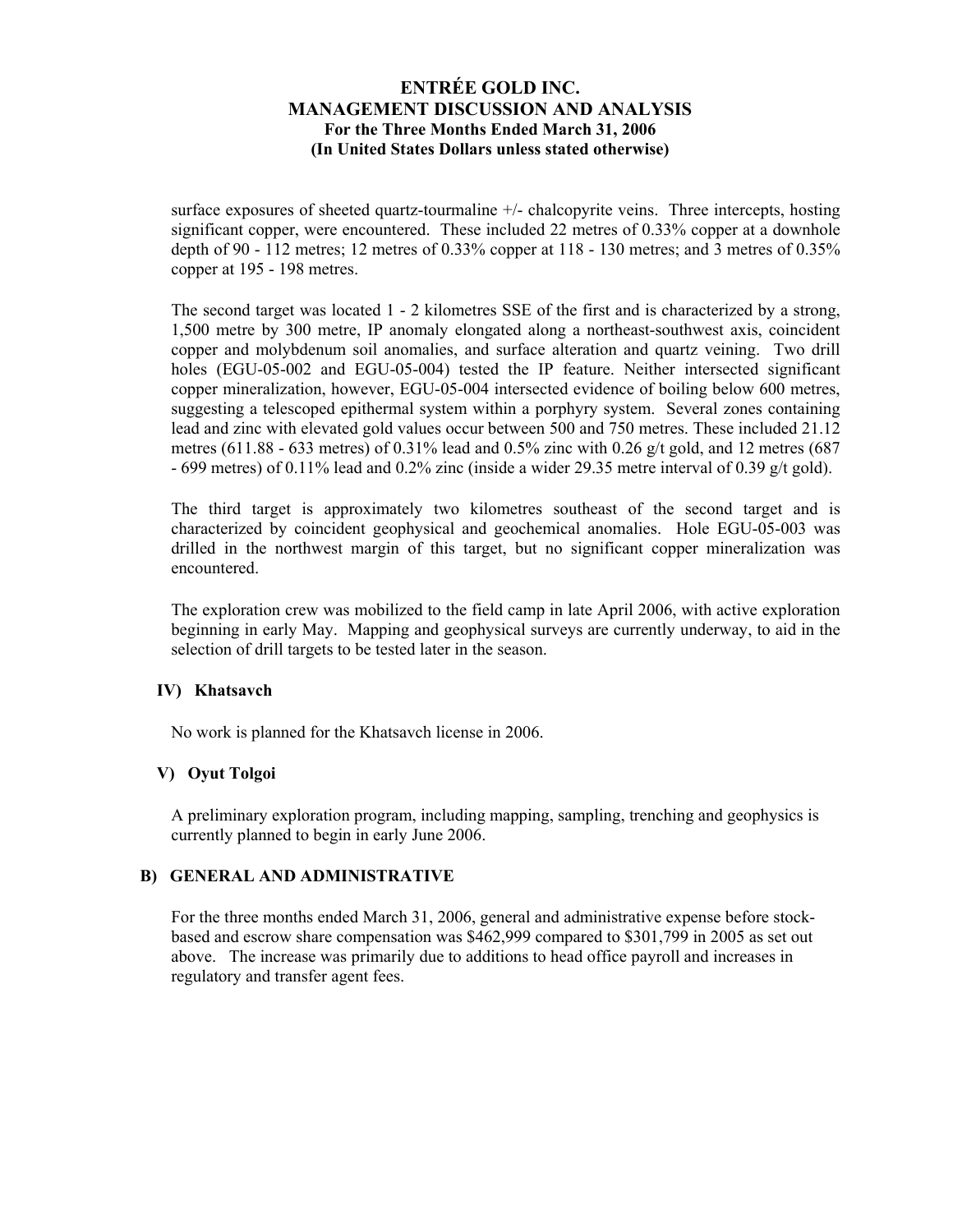surface exposures of sheeted quartz-tourmaline +/- chalcopyrite veins. Three intercepts, hosting significant copper, were encountered. These included 22 metres of 0.33% copper at a downhole depth of 90 - 112 metres; 12 metres of 0.33% copper at 118 - 130 metres; and 3 metres of 0.35% copper at 195 - 198 metres.

The second target was located 1 - 2 kilometres SSE of the first and is characterized by a strong, 1,500 metre by 300 metre, IP anomaly elongated along a northeast-southwest axis, coincident copper and molybdenum soil anomalies, and surface alteration and quartz veining. Two drill holes (EGU-05-002 and EGU-05-004) tested the IP feature. Neither intersected significant copper mineralization, however, EGU-05-004 intersected evidence of boiling below 600 metres, suggesting a telescoped epithermal system within a porphyry system. Several zones containing lead and zinc with elevated gold values occur between 500 and 750 metres. These included 21.12 metres (611.88 - 633 metres) of 0.31% lead and 0.5% zinc with 0.26 g/t gold, and 12 metres (687 - 699 metres) of 0.11% lead and 0.2% zinc (inside a wider 29.35 metre interval of 0.39 g/t gold).

The third target is approximately two kilometres southeast of the second target and is characterized by coincident geophysical and geochemical anomalies. Hole EGU-05-003 was drilled in the northwest margin of this target, but no significant copper mineralization was encountered.

The exploration crew was mobilized to the field camp in late April 2006, with active exploration beginning in early May. Mapping and geophysical surveys are currently underway, to aid in the selection of drill targets to be tested later in the season.

### IV) Khatsavch

No work is planned for the Khatsavch license in 2006.

### V) Oyut Tolgoi

A preliminary exploration program, including mapping, sampling, trenching and geophysics is currently planned to begin in early June 2006.

## B) GENERAL AND ADMINISTRATIVE

For the three months ended March 31, 2006, general and administrative expense before stock-based and escrow share compensation was $462,999 compared to $301,799 in 2005 as set out above. The increase was primarily due to additions to head office payroll and increases in regulatory and transfer agent fees.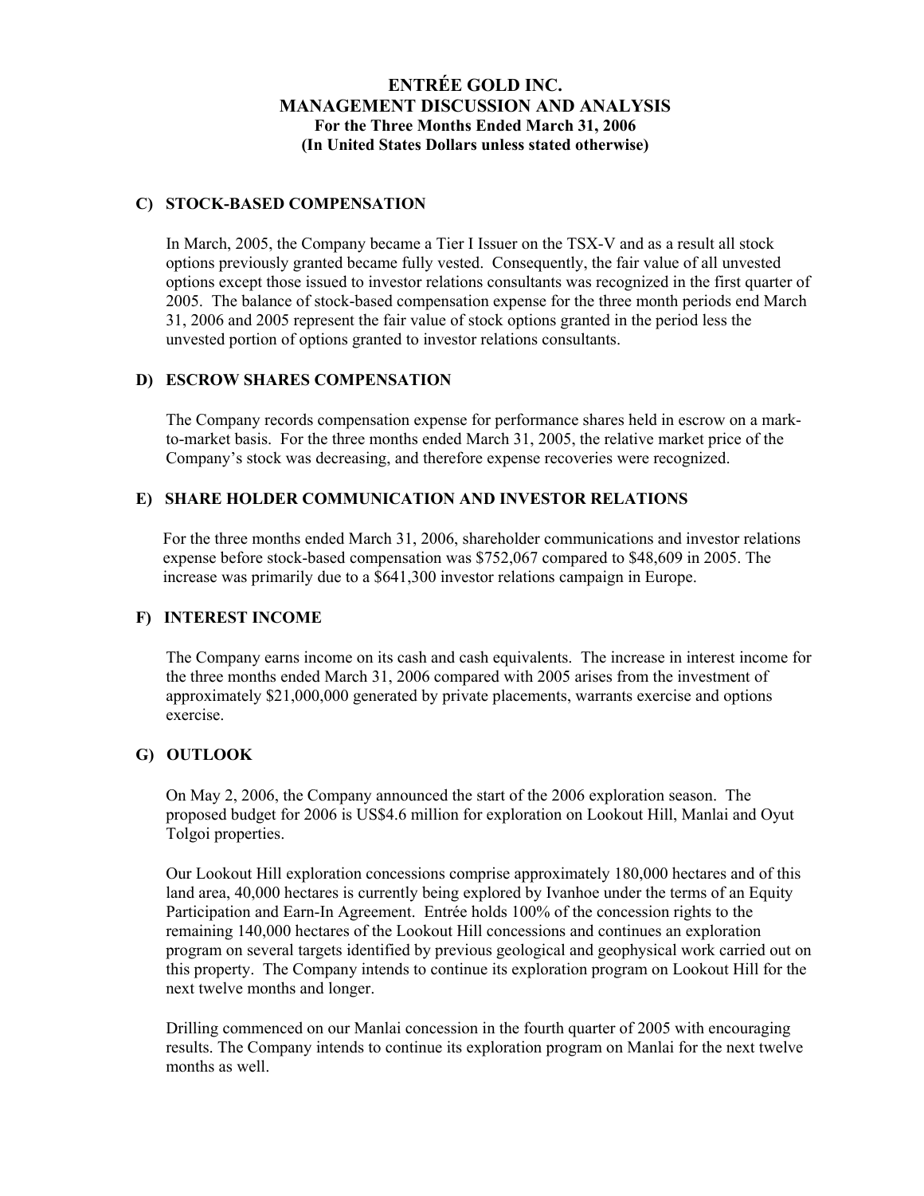# ENTRÉE GOLD INC.
# MANAGEMENT DISCUSSION AND ANALYSIS
## For the Three Months Ended March 31, 2006
## (In United States Dollars unless stated otherwise)

### C) STOCK-BASED COMPENSATION

In March, 2005, the Company became a Tier I Issuer on the TSX-V and as a result all stock options previously granted became fully vested. Consequently, the fair value of all unvested options except those issued to investor relations consultants was recognized in the first quarter of 2005. The balance of stock-based compensation expense for the three month periods end March 31, 2006 and 2005 represent the fair value of stock options granted in the period less the unvested portion of options granted to investor relations consultants.

### D) ESCROW SHARES COMPENSATION

The Company records compensation expense for performance shares held in escrow on a mark-to-market basis. For the three months ended March 31, 2005, the relative market price of the Company's stock was decreasing, and therefore expense recoveries were recognized.

### E) SHARE HOLDER COMMUNICATION AND INVESTOR RELATIONS

For the three months ended March 31, 2006, shareholder communications and investor relations expense before stock-based compensation was $752,067 compared to $48,609 in 2005. The increase was primarily due to a $641,300 investor relations campaign in Europe.

### F) INTEREST INCOME

The Company earns income on its cash and cash equivalents. The increase in interest income for the three months ended March 31, 2006 compared with 2005 arises from the investment of approximately $21,000,000 generated by private placements, warrants exercise and options exercise.

### G) OUTLOOK

On May 2, 2006, the Company announced the start of the 2006 exploration season. The proposed budget for 2006 is US$4.6 million for exploration on Lookout Hill, Manlai and Oyut Tolgoi properties.

Our Lookout Hill exploration concessions comprise approximately 180,000 hectares and of this land area, 40,000 hectares is currently being explored by Ivanhoe under the terms of an Equity Participation and Earn-In Agreement. Entrée holds 100% of the concession rights to the remaining 140,000 hectares of the Lookout Hill concessions and continues an exploration program on several targets identified by previous geological and geophysical work carried out on this property. The Company intends to continue its exploration program on Lookout Hill for the next twelve months and longer.

Drilling commenced on our Manlai concession in the fourth quarter of 2005 with encouraging results. The Company intends to continue its exploration program on Manlai for the next twelve months as well.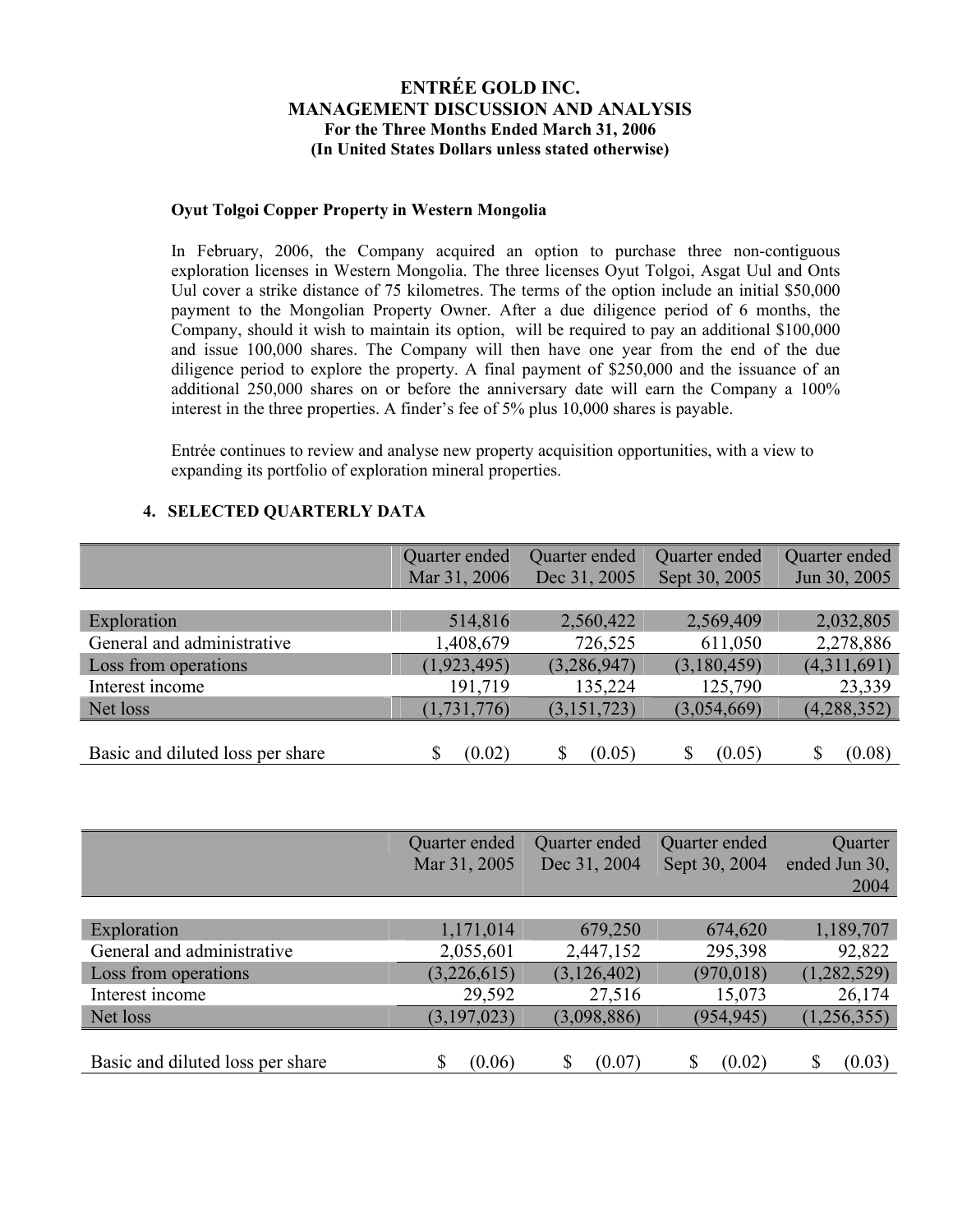**Oyut Tolgoi Copper Property in Western Mongolia**

In February, 2006, the Company acquired an option to purchase three non-contiguous exploration licenses in Western Mongolia. The three licenses Oyut Tolgoi, Asgat Uul and Onts Uul cover a strike distance of 75 kilometres. The terms of the option include an initial $50,000 payment to the Mongolian Property Owner. After a due diligence period of 6 months, the Company, should it wish to maintain its option, will be required to pay an additional $100,000 and issue 100,000 shares. The Company will then have one year from the end of the due diligence period to explore the property. A final payment of $250,000 and the issuance of an additional 250,000 shares on or before the anniversary date will earn the Company a 100% interest in the three properties. A finder's fee of 5% plus 10,000 shares is payable.

Entrée continues to review and analyse new property acquisition opportunities, with a view to expanding its portfolio of exploration mineral properties.

## 4. SELECTED QUARTERLY DATA

| | Quarter ended Mar 31, 2006 | Quarter ended Dec 31, 2005 | Quarter ended Sept 30, 2005 | Quarter ended Jun 30, 2005 |
|---|---|---|---|---|
| Exploration | 514,816 | 2,560,422 | 2,569,409 | 2,032,805 |
| General and administrative | 1,408,679 | 726,525 | 611,050 | 2,278,886 |
| Loss from operations | (1,923,495) | (3,286,947) | (3,180,459) | (4,311,691) |
| Interest income | 191,719 | 135,224 | 125,790 | 23,339 |
| Net loss | (1,731,776) | (3,151,723) | (3,054,669) | (4,288,352) |
| Basic and diluted loss per share | $ (0.02) | $ (0.05) | $ (0.05) | $ (0.08) |

| | Quarter ended Mar 31, 2005 | Quarter ended Dec 31, 2004 | Quarter ended Sept 30, 2004 | Quarter ended Jun 30, 2004 |
|---|---|---|---|---|
| Exploration | 1,171,014 | 679,250 | 674,620 | 1,189,707 |
| General and administrative | 2,055,601 | 2,447,152 | 295,398 | 92,822 |
| Loss from operations | (3,226,615) | (3,126,402) | (970,018) | (1,282,529) |
| Interest income | 29,592 | 27,516 | 15,073 | 26,174 |
| Net loss | (3,197,023) | (3,098,886) | (954,945) | (1,256,355) |
| Basic and diluted loss per share | $ (0.06) | $ (0.07) | $ (0.02) | $ (0.03) |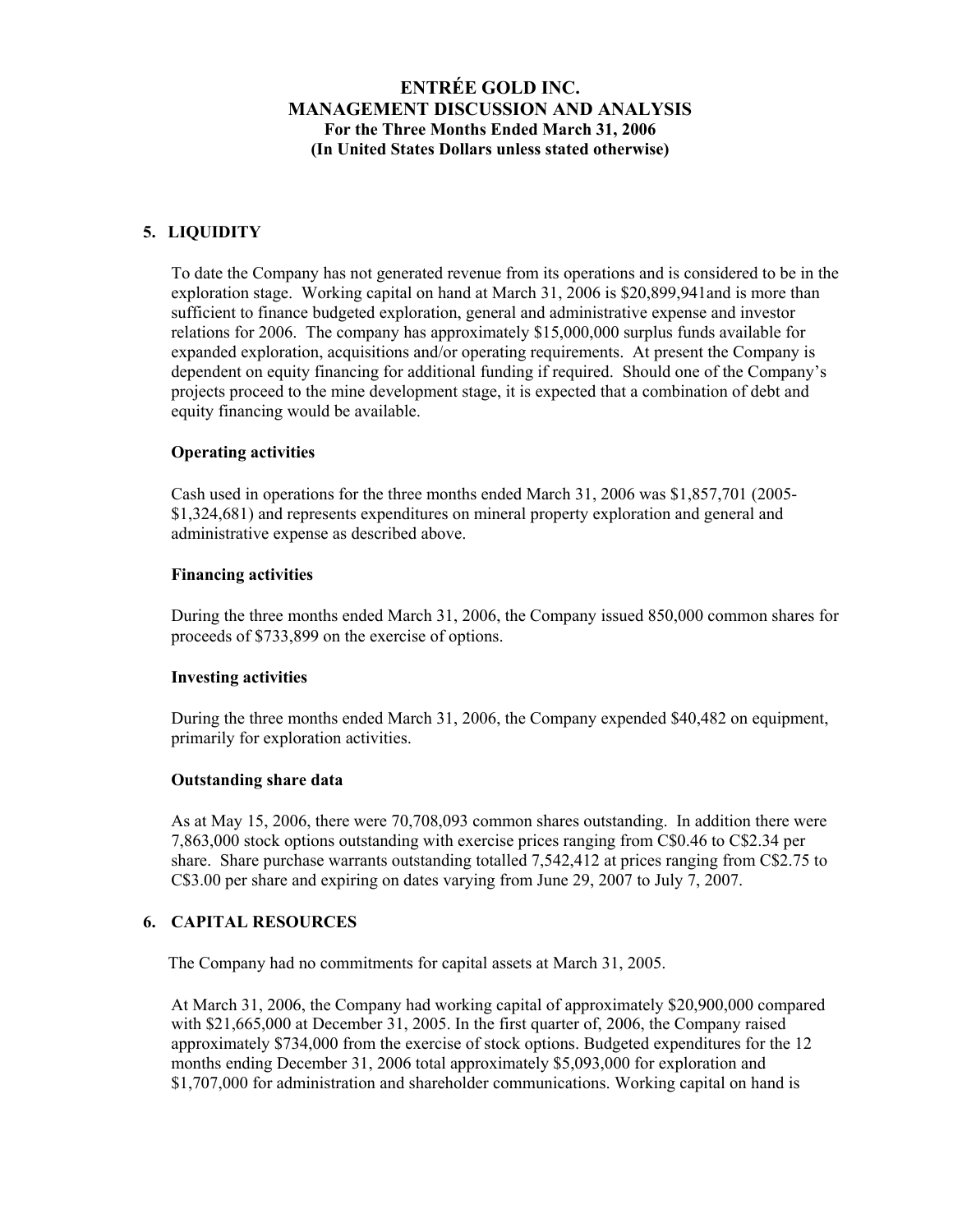## 5. LIQUIDITY

To date the Company has not generated revenue from its operations and is considered to be in the exploration stage. Working capital on hand at March 31, 2006 is $20,899,941and is more than sufficient to finance budgeted exploration, general and administrative expense and investor relations for 2006. The company has approximately $15,000,000 surplus funds available for expanded exploration, acquisitions and/or operating requirements. At present the Company is dependent on equity financing for additional funding if required. Should one of the Company's projects proceed to the mine development stage, it is expected that a combination of debt and equity financing would be available.

**Operating activities**

Cash used in operations for the three months ended March 31, 2006 was $1,857,701 (2005- $1,324,681) and represents expenditures on mineral property exploration and general and administrative expense as described above.

**Financing activities**

During the three months ended March 31, 2006, the Company issued 850,000 common shares for proceeds of $733,899 on the exercise of options.

**Investing activities**

During the three months ended March 31, 2006, the Company expended $40,482 on equipment, primarily for exploration activities.

**Outstanding share data**

As at May 15, 2006, there were 70,708,093 common shares outstanding. In addition there were 7,863,000 stock options outstanding with exercise prices ranging from C$0.46 to C$2.34 per share. Share purchase warrants outstanding totalled 7,542,412 at prices ranging from C$2.75 to C$3.00 per share and expiring on dates varying from June 29, 2007 to July 7, 2007.

## 6. CAPITAL RESOURCES

The Company had no commitments for capital assets at March 31, 2005.

At March 31, 2006, the Company had working capital of approximately $20,900,000 compared with $21,665,000 at December 31, 2005. In the first quarter of, 2006, the Company raised approximately $734,000 from the exercise of stock options. Budgeted expenditures for the 12 months ending December 31, 2006 total approximately $5,093,000 for exploration and $1,707,000 for administration and shareholder communications. Working capital on hand is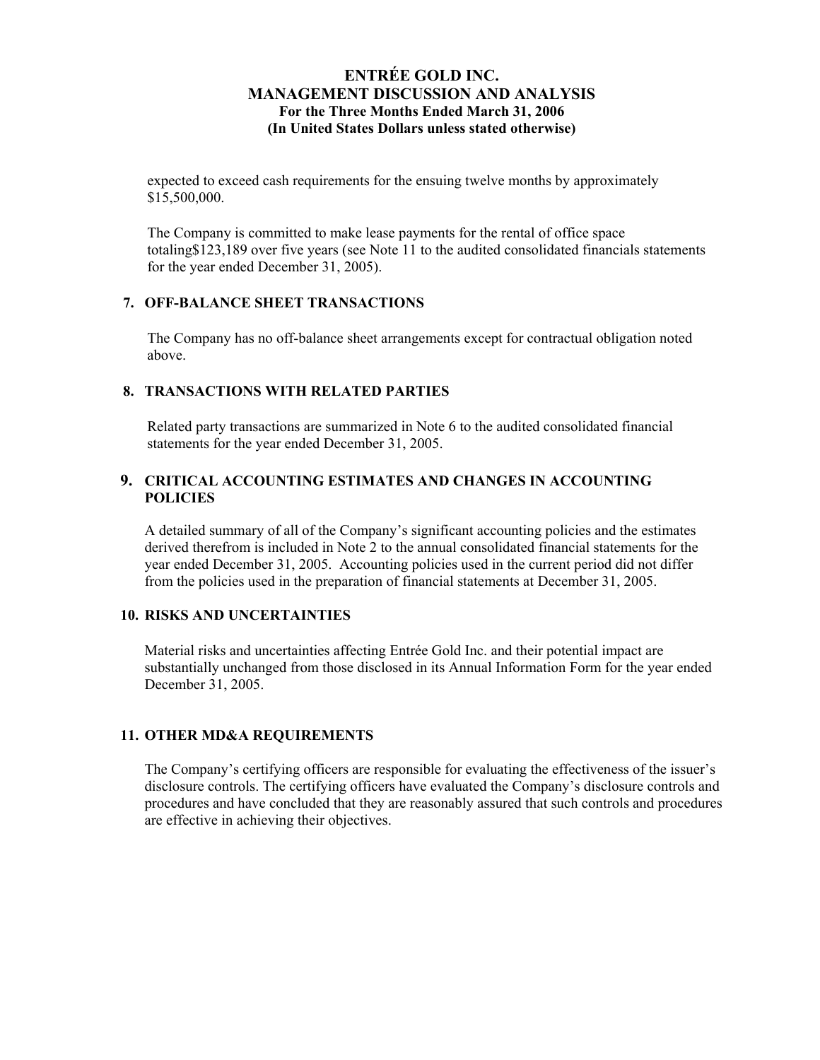expected to exceed cash requirements for the ensuing twelve months by approximately $15,500,000.

The Company is committed to make lease payments for the rental of office space totaling$123,189 over five years (see Note 11 to the audited consolidated financials statements for the year ended December 31, 2005).

## 7. OFF-BALANCE SHEET TRANSACTIONS

The Company has no off-balance sheet arrangements except for contractual obligation noted above.

## 8. TRANSACTIONS WITH RELATED PARTIES

Related party transactions are summarized in Note 6 to the audited consolidated financial statements for the year ended December 31, 2005.

## 9. CRITICAL ACCOUNTING ESTIMATES AND CHANGES IN ACCOUNTING POLICIES

A detailed summary of all of the Company's significant accounting policies and the estimates derived therefrom is included in Note 2 to the annual consolidated financial statements for the year ended December 31, 2005. Accounting policies used in the current period did not differ from the policies used in the preparation of financial statements at December 31, 2005.

## 10. RISKS AND UNCERTAINTIES

Material risks and uncertainties affecting Entrée Gold Inc. and their potential impact are substantially unchanged from those disclosed in its Annual Information Form for the year ended December 31, 2005.

## 11. OTHER MD&A REQUIREMENTS

The Company's certifying officers are responsible for evaluating the effectiveness of the issuer's disclosure controls. The certifying officers have evaluated the Company's disclosure controls and procedures and have concluded that they are reasonably assured that such controls and procedures are effective in achieving their objectives.